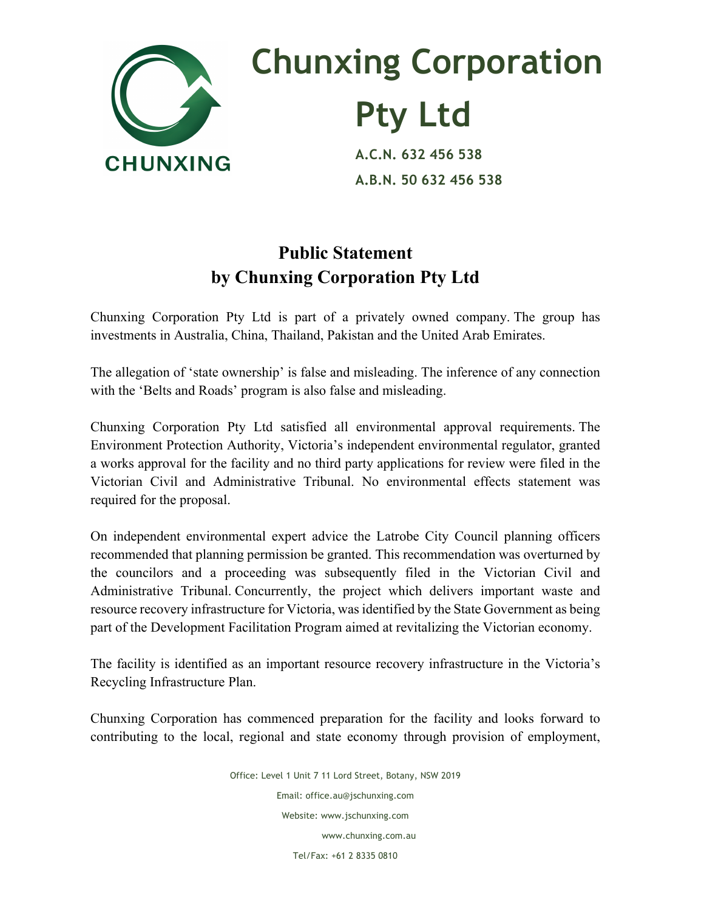CHUNXING

# Chunxing Corporation Pty Ltd

**A.C.N. 632 456 538**
**A.B.N. 50 632 456 538**

## Public Statement by Chunxing Corporation Pty Ltd

Chunxing Corporation Pty Ltd is part of a privately owned company. The group has investments in Australia, China, Thailand, Pakistan and the United Arab Emirates.

The allegation of 'state ownership' is false and misleading. The inference of any connection with the 'Belts and Roads' program is also false and misleading.

Chunxing Corporation Pty Ltd satisfied all environmental approval requirements. The Environment Protection Authority, Victoria's independent environmental regulator, granted a works approval for the facility and no third party applications for review were filed in the Victorian Civil and Administrative Tribunal. No environmental effects statement was required for the proposal.

On independent environmental expert advice the Latrobe City Council planning officers recommended that planning permission be granted. This recommendation was overturned by the councilors and a proceeding was subsequently filed in the Victorian Civil and Administrative Tribunal. Concurrently, the project which delivers important waste and resource recovery infrastructure for Victoria, was identified by the State Government as being part of the Development Facilitation Program aimed at revitalizing the Victorian economy.

The facility is identified as an important resource recovery infrastructure in the Victoria's Recycling Infrastructure Plan.

Chunxing Corporation has commenced preparation for the facility and looks forward to contributing to the local, regional and state economy through provision of employment,

Office: Level 1 Unit 7 11 Lord Street, Botany, NSW 2019
Email: office.au@jschunxing.com
Website: www.jschunxing.com
www.chunxing.com.au
Tel/Fax: +61 2 8335 0810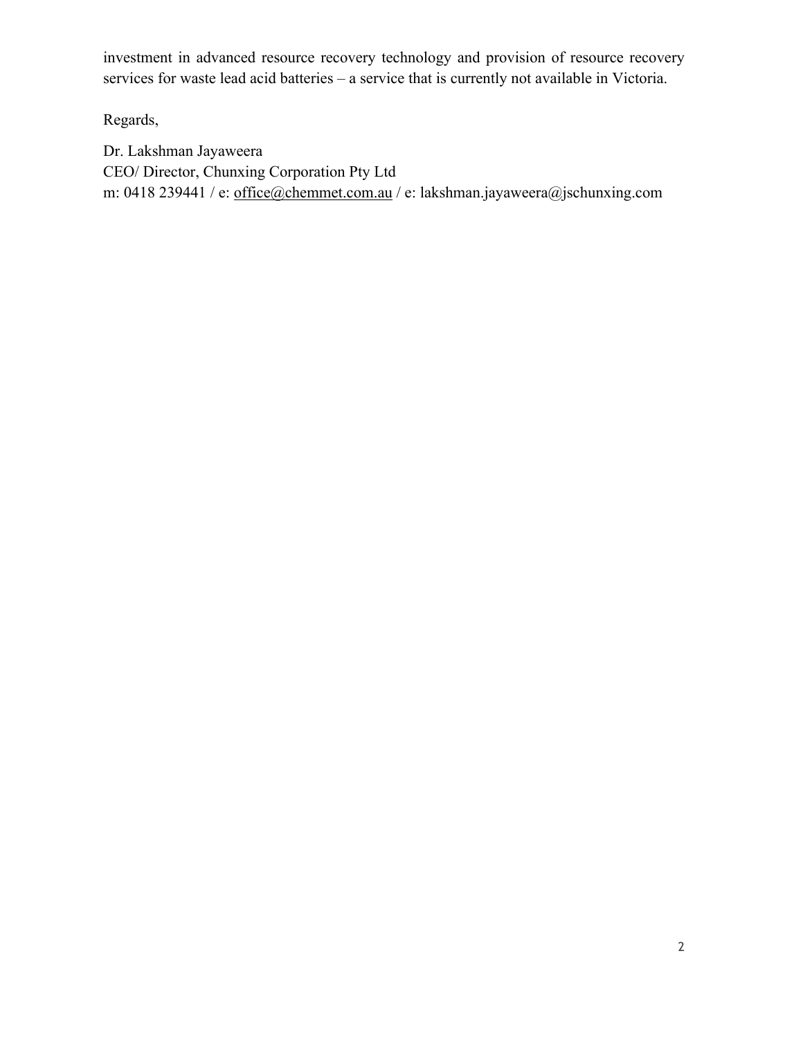investment in advanced resource recovery technology and provision of resource recovery services for waste lead acid batteries – a service that is currently not available in Victoria.

Regards,

Dr. Lakshman Jayaweera
CEO/ Director, Chunxing Corporation Pty Ltd
m: 0418 239441 / e: office@chemmet.com.au / e: lakshman.jayaweera@jschunxing.com